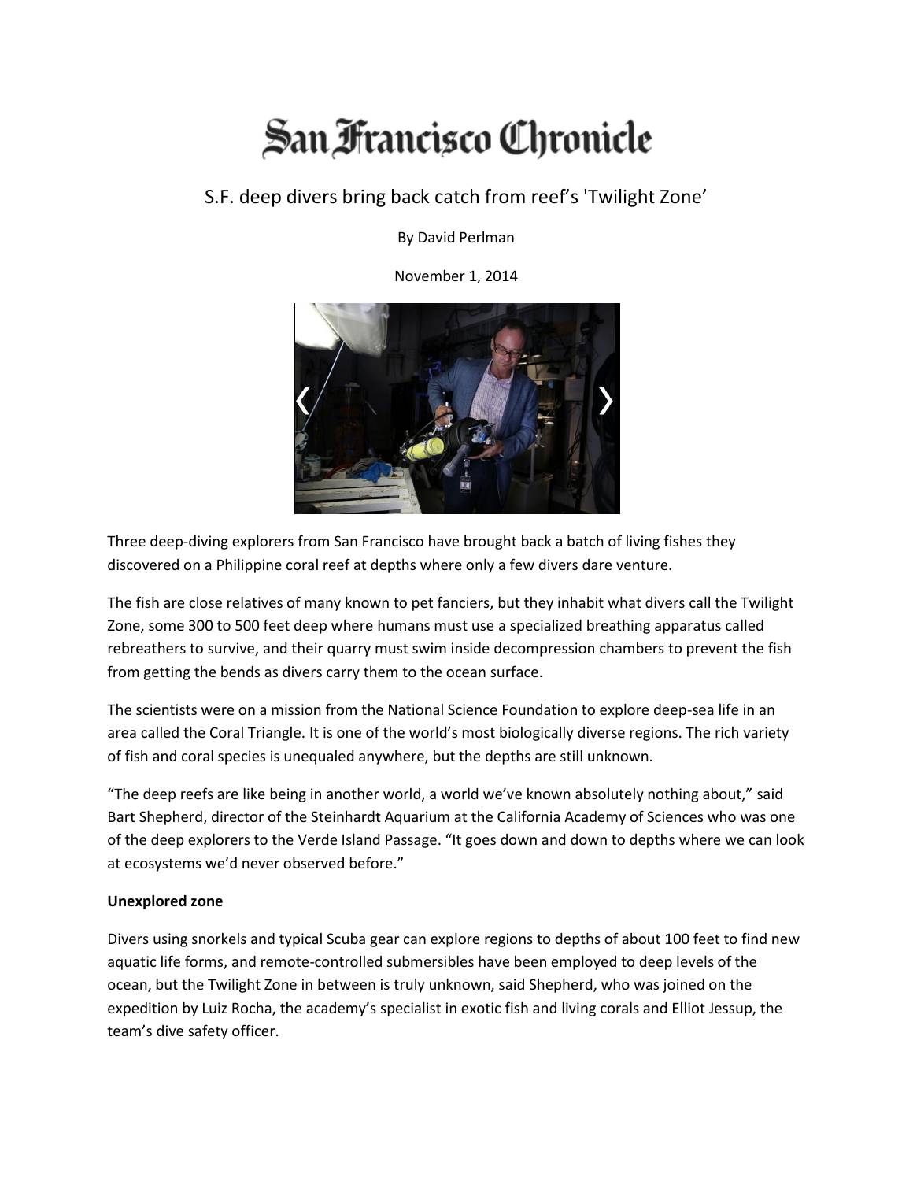# San Francisco Chronicle

## S.F. deep divers bring back catch from reef's 'Twilight Zone'

By David Perlman

November 1, 2014

Three deep-diving explorers from San Francisco have brought back a batch of living fishes they discovered on a Philippine coral reef at depths where only a few divers dare venture.

The fish are close relatives of many known to pet fanciers, but they inhabit what divers call the Twilight Zone, some 300 to 500 feet deep where humans must use a specialized breathing apparatus called rebreathers to survive, and their quarry must swim inside decompression chambers to prevent the fish from getting the bends as divers carry them to the ocean surface.

The scientists were on a mission from the National Science Foundation to explore deep-sea life in an area called the Coral Triangle. It is one of the world's most biologically diverse regions. The rich variety of fish and coral species is unequaled anywhere, but the depths are still unknown.

"The deep reefs are like being in another world, a world we've known absolutely nothing about," said Bart Shepherd, director of the Steinhardt Aquarium at the California Academy of Sciences who was one of the deep explorers to the Verde Island Passage. "It goes down and down to depths where we can look at ecosystems we'd never observed before."

**Unexplored zone**

Divers using snorkels and typical Scuba gear can explore regions to depths of about 100 feet to find new aquatic life forms, and remote-controlled submersibles have been employed to deep levels of the ocean, but the Twilight Zone in between is truly unknown, said Shepherd, who was joined on the expedition by Luiz Rocha, the academy's specialist in exotic fish and living corals and Elliot Jessup, the team's dive safety officer.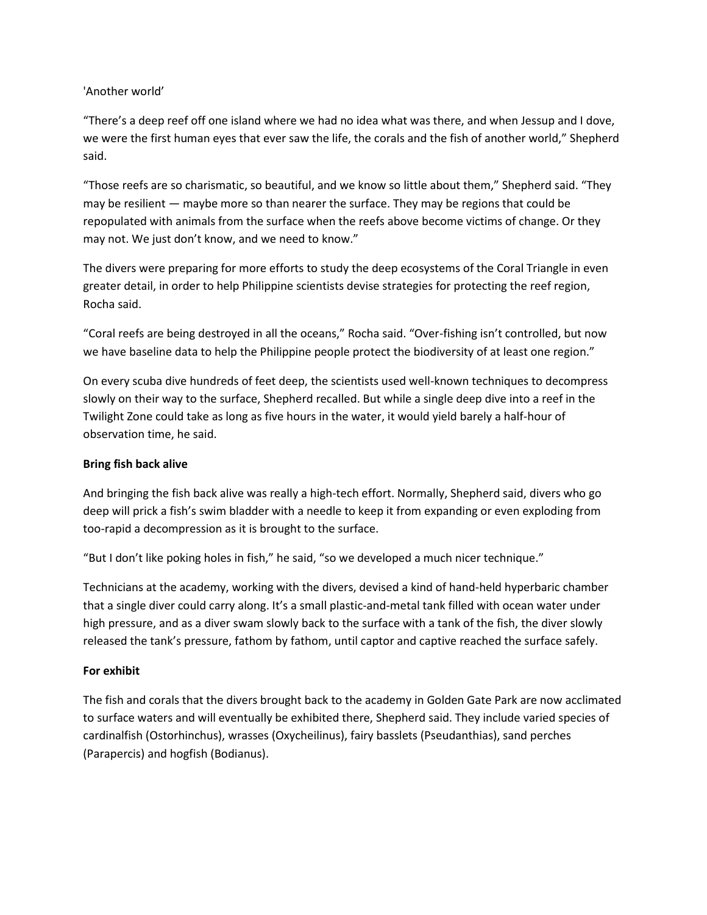'Another world'

“There’s a deep reef off one island where we had no idea what was there, and when Jessup and I dove, we were the first human eyes that ever saw the life, the corals and the fish of another world,” Shepherd said.

“Those reefs are so charismatic, so beautiful, and we know so little about them,” Shepherd said. “They may be resilient — maybe more so than nearer the surface. They may be regions that could be repopulated with animals from the surface when the reefs above become victims of change. Or they may not. We just don’t know, and we need to know.”

The divers were preparing for more efforts to study the deep ecosystems of the Coral Triangle in even greater detail, in order to help Philippine scientists devise strategies for protecting the reef region, Rocha said.

“Coral reefs are being destroyed in all the oceans,” Rocha said. “Over-fishing isn’t controlled, but now we have baseline data to help the Philippine people protect the biodiversity of at least one region.”

On every scuba dive hundreds of feet deep, the scientists used well-known techniques to decompress slowly on their way to the surface, Shepherd recalled. But while a single deep dive into a reef in the Twilight Zone could take as long as five hours in the water, it would yield barely a half-hour of observation time, he said.

**Bring fish back alive**

And bringing the fish back alive was really a high-tech effort. Normally, Shepherd said, divers who go deep will prick a fish’s swim bladder with a needle to keep it from expanding or even exploding from too-rapid a decompression as it is brought to the surface.

“But I don’t like poking holes in fish,” he said, “so we developed a much nicer technique.”

Technicians at the academy, working with the divers, devised a kind of hand-held hyperbaric chamber that a single diver could carry along. It’s a small plastic-and-metal tank filled with ocean water under high pressure, and as a diver swam slowly back to the surface with a tank of the fish, the diver slowly released the tank’s pressure, fathom by fathom, until captor and captive reached the surface safely.

**For exhibit**

The fish and corals that the divers brought back to the academy in Golden Gate Park are now acclimated to surface waters and will eventually be exhibited there, Shepherd said. They include varied species of cardinalfish (Ostorhinchus), wrasses (Oxycheilinus), fairy basslets (Pseudanthias), sand perches (Parapercis) and hogfish (Bodianus).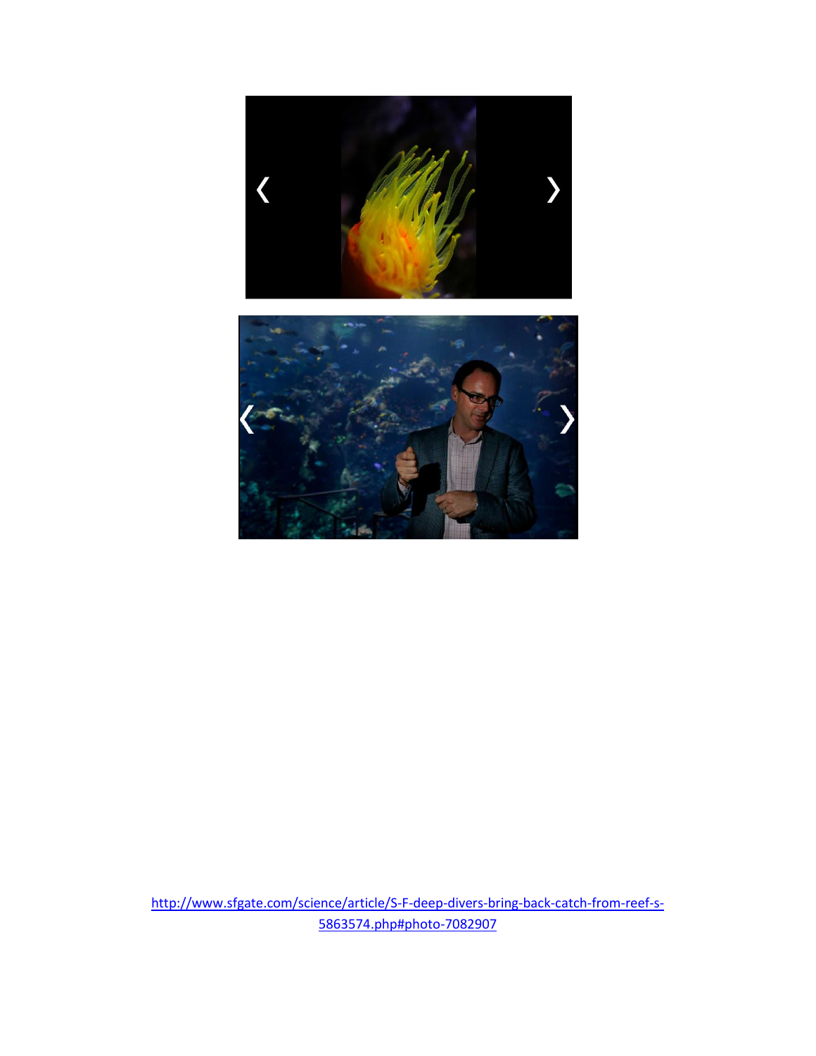http://www.sfgate.com/science/article/S-F-deep-divers-bring-back-catch-from-reef-s-5863574.php#photo-7082907